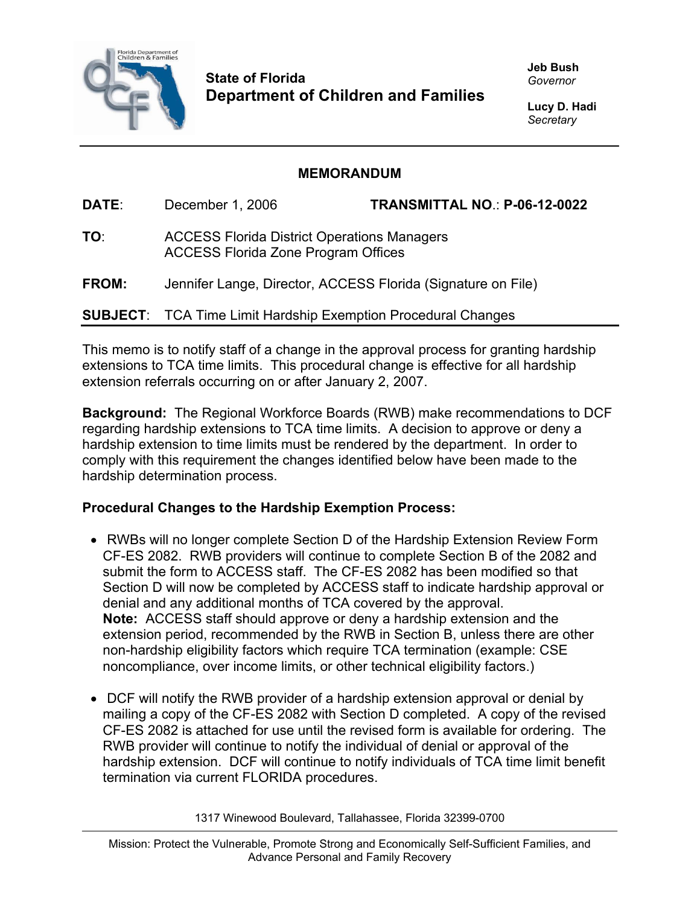State of Florida
**Department of Children and Families**

**Jeb Bush**
*Governor*

**Lucy D. Hadi**
*Secretary*

---

## MEMORANDUM

**DATE**: December 1, 2006 **TRANSMITTAL NO.**: **P-06-12-0022**

**TO**: ACCESS Florida District Operations Managers
ACCESS Florida Zone Program Offices

**FROM:** Jennifer Lange, Director, ACCESS Florida (Signature on File)

**SUBJECT**: TCA Time Limit Hardship Exemption Procedural Changes

---

This memo is to notify staff of a change in the approval process for granting hardship extensions to TCA time limits. This procedural change is effective for all hardship extension referrals occurring on or after January 2, 2007.

**Background:** The Regional Workforce Boards (RWB) make recommendations to DCF regarding hardship extensions to TCA time limits. A decision to approve or deny a hardship extension to time limits must be rendered by the department. In order to comply with this requirement the changes identified below have been made to the hardship determination process.

**Procedural Changes to the Hardship Exemption Process:**

- RWBs will no longer complete Section D of the Hardship Extension Review Form CF-ES 2082. RWB providers will continue to complete Section B of the 2082 and submit the form to ACCESS staff. The CF-ES 2082 has been modified so that Section D will now be completed by ACCESS staff to indicate hardship approval or denial and any additional months of TCA covered by the approval.
  **Note:** ACCESS staff should approve or deny a hardship extension and the extension period, recommended by the RWB in Section B, unless there are other non-hardship eligibility factors which require TCA termination (example: CSE noncompliance, over income limits, or other technical eligibility factors.)

- DCF will notify the RWB provider of a hardship extension approval or denial by mailing a copy of the CF-ES 2082 with Section D completed. A copy of the revised CF-ES 2082 is attached for use until the revised form is available for ordering. The RWB provider will continue to notify the individual of denial or approval of the hardship extension. DCF will continue to notify individuals of TCA time limit benefit termination via current FLORIDA procedures.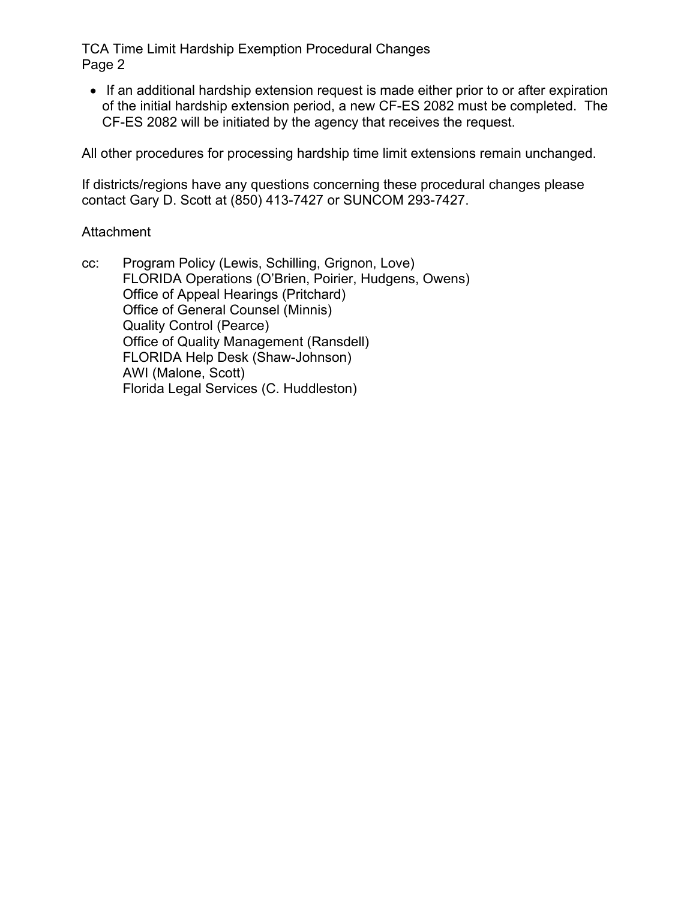- If an additional hardship extension request is made either prior to or after expiration of the initial hardship extension period, a new CF-ES 2082 must be completed. The CF-ES 2082 will be initiated by the agency that receives the request.

All other procedures for processing hardship time limit extensions remain unchanged.

If districts/regions have any questions concerning these procedural changes please contact Gary D. Scott at (850) 413-7427 or SUNCOM 293-7427.

Attachment

cc: Program Policy (Lewis, Schilling, Grignon, Love)
FLORIDA Operations (O'Brien, Poirier, Hudgens, Owens)
Office of Appeal Hearings (Pritchard)
Office of General Counsel (Minnis)
Quality Control (Pearce)
Office of Quality Management (Ransdell)
FLORIDA Help Desk (Shaw-Johnson)
AWI (Malone, Scott)
Florida Legal Services (C. Huddleston)